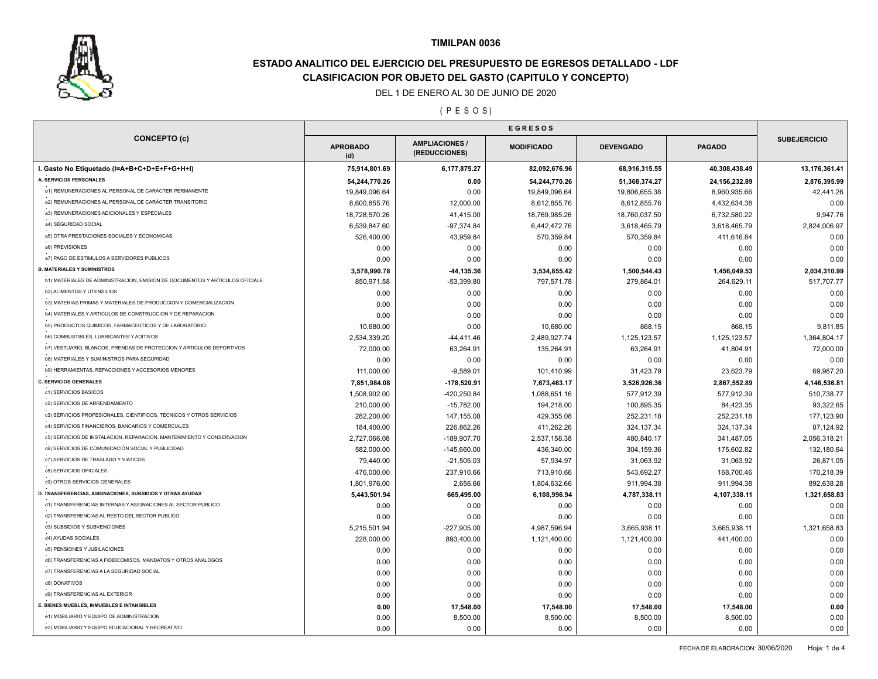# TIMILPAN 0036

## ESTADO ANALITICO DEL EJERCICIO DEL PRESUPUESTO DE EGRESOS DETALLADO - LDF

## CLASIFICACION POR OBJETO DEL GASTO (CAPITULO Y CONCEPTO)

DEL 1 DE ENERO AL 30 DE JUNIO DE 2020

( P E S O S )

| CONCEPTO (c) | EGRESOS | | | | | SUBEJERCICIO |
|---|---|---|---|---|---|---|
| | APROBADO (d) | AMPLIACIONES / (REDUCCIONES) | MODIFICADO | DEVENGADO | PAGADO | |
| **I. Gasto No Etiquetado (I=A+B+C+D+E+F+G+H+I)** | **75,914,801.69** | **6,177,875.27** | **82,092,676.96** | **68,916,315.55** | **40,308,438.49** | **13,176,361.41** |
| **A. SERVICIOS PERSONALES** | **54,244,770.26** | **0.00** | **54,244,770.26** | **51,368,374.27** | **24,156,232.89** | **2,876,395.99** |
| a1) REMUNERACIONES AL PERSONAL DE CARÁCTER PERMANENTE | 19,849,096.64 | 0.00 | 19,849,096.64 | 19,806,655.38 | 8,960,935.66 | 42,441.26 |
| a2) REMUNERACIONES AL PERSONAL DE CARÁCTER TRANSITORIO | 8,600,855.76 | 12,000.00 | 8,612,855.76 | 8,612,855.76 | 4,432,634.38 | 0.00 |
| a3) REMUNERACIONES ADICIONALES Y ESPECIALES | 18,728,570.26 | 41,415.00 | 18,769,985.26 | 18,760,037.50 | 6,732,580.22 | 9,947.76 |
| a4) SEGURIDAD SOCIAL | 6,539,847.60 | -97,374.84 | 6,442,472.76 | 3,618,465.79 | 3,618,465.79 | 2,824,006.97 |
| a5) OTRA PRESTACIONES SOCIALES Y ECONOMICAS | 526,400.00 | 43,959.84 | 570,359.84 | 570,359.84 | 411,616.84 | 0.00 |
| a6) PREVISIONES | 0.00 | 0.00 | 0.00 | 0.00 | 0.00 | 0.00 |
| a7) PAGO DE ESTIMULOS A SERVIDORES PUBLICOS | 0.00 | 0.00 | 0.00 | 0.00 | 0.00 | 0.00 |
| **B. MATERIALES Y SUMINISTROS** | **3,578,990.78** | **-44,135.36** | **3,534,855.42** | **1,500,544.43** | **1,456,049.53** | **2,034,310.99** |
| b1) MATERIALES DE ADMINISTRACION, EMISION DE DOCUMENTOS Y ARTICULOS OFICIALE | 850,971.58 | -53,399.80 | 797,571.78 | 279,864.01 | 264,629.11 | 517,707.77 |
| b2) ALIMENTOS Y UTENSILIOS | 0.00 | 0.00 | 0.00 | 0.00 | 0.00 | 0.00 |
| b3) MATERIAS PRIMAS Y MATERIALES DE PRODUCCION Y COMERCIALIZACION | 0.00 | 0.00 | 0.00 | 0.00 | 0.00 | 0.00 |
| b4) MATERIALES Y ARTICULOS DE CONSTRUCCION Y DE REPARACION | 0.00 | 0.00 | 0.00 | 0.00 | 0.00 | 0.00 |
| b5) PRODUCTOS QUIMICOS, FARMACEUTICOS Y DE LABORATORIO | 10,680.00 | 0.00 | 10,680.00 | 868.15 | 868.15 | 9,811.85 |
| b6) COMBUSTIBLES, LUBRICANTES Y ADITIVOS | 2,534,339.20 | -44,411.46 | 2,489,927.74 | 1,125,123.57 | 1,125,123.57 | 1,364,804.17 |
| b7) VESTUARIO, BLANCOS, PRENDAS DE PROTECCION Y ARTICULOS DEPORTIVOS | 72,000.00 | 63,264.91 | 135,264.91 | 63,264.91 | 41,804.91 | 72,000.00 |
| b8) MATERIALES Y SUMINISTROS PARA SEGURIDAD | 0.00 | 0.00 | 0.00 | 0.00 | 0.00 | 0.00 |
| b9) HERRAMIENTAS, REFACCIONES Y ACCESORIOS MENORES | 111,000.00 | -9,589.01 | 101,410.99 | 31,423.79 | 23,623.79 | 69,987.20 |
| **C. SERVICIOS GENERALES** | **7,851,984.08** | **-178,520.91** | **7,673,463.17** | **3,526,926.36** | **2,867,552.89** | **4,146,536.81** |
| c1) SERVICIOS BASICOS | 1,508,902.00 | -420,250.84 | 1,088,651.16 | 577,912.39 | 577,912.39 | 510,738.77 |
| c2) SERVICIOS DE ARRENDAMIENTO | 210,000.00 | -15,782.00 | 194,218.00 | 100,895.35 | 84,423.35 | 93,322.65 |
| c3) SERVICIOS PROFESIONALES, CIENTIFICOS, TECNICOS Y OTROS SERVICIOS | 282,200.00 | 147,155.08 | 429,355.08 | 252,231.18 | 252,231.18 | 177,123.90 |
| c4) SERVICIOS FINANCIEROS, BANCARIOS Y COMERCIALES | 184,400.00 | 226,862.26 | 411,262.26 | 324,137.34 | 324,137.34 | 87,124.92 |
| c5) SERVICIOS DE INSTALACION, REPARACION, MANTENIMIENTO Y CONSERVACION | 2,727,066.08 | -189,907.70 | 2,537,158.38 | 480,840.17 | 341,487.05 | 2,056,318.21 |
| c6) SERVICIOS DE COMUNICACIÓN SOCIAL Y PUBLICIDAD | 582,000.00 | -145,660.00 | 436,340.00 | 304,159.36 | 175,602.82 | 132,180.64 |
| c7) SERVICIOS DE TRASLADO Y VIATICOS | 79,440.00 | -21,505.03 | 57,934.97 | 31,063.92 | 31,063.92 | 26,871.05 |
| c8) SERVICIOS OFICIALES | 476,000.00 | 237,910.66 | 713,910.66 | 543,692.27 | 168,700.46 | 170,218.39 |
| c9) OTROS SERVICIOS GENERALES | 1,801,976.00 | 2,656.66 | 1,804,632.66 | 911,994.38 | 911,994.38 | 892,638.28 |
| **D. TRANSFERENCIAS, ASIGNACIONES, SUBSIDIOS Y OTRAS AYUDAS** | **5,443,501.94** | **665,495.00** | **6,108,996.94** | **4,787,338.11** | **4,107,338.11** | **1,321,658.83** |
| d1) TRANSFERENCIAS INTERNAS Y ASIGNACIONES AL SECTOR PUBLICO | 0.00 | 0.00 | 0.00 | 0.00 | 0.00 | 0.00 |
| d2) TRANSFERENCIAS AL RESTO DEL SECTOR PUBLICO | 0.00 | 0.00 | 0.00 | 0.00 | 0.00 | 0.00 |
| d3) SUBSIDIOS Y SUBVENCIONES | 5,215,501.94 | -227,905.00 | 4,987,596.94 | 3,665,938.11 | 3,665,938.11 | 1,321,658.83 |
| d4) AYUDAS SOCIALES | 228,000.00 | 893,400.00 | 1,121,400.00 | 1,121,400.00 | 441,400.00 | 0.00 |
| d5) PENSIONES Y JUBILACIONES | 0.00 | 0.00 | 0.00 | 0.00 | 0.00 | 0.00 |
| d6) TRANSFERENCIAS A FIDEICOMISOS, MANDATOS Y OTROS ANALOGOS | 0.00 | 0.00 | 0.00 | 0.00 | 0.00 | 0.00 |
| d7) TRANSFERENCIAS A LA SEGURIDAD SOCIAL | 0.00 | 0.00 | 0.00 | 0.00 | 0.00 | 0.00 |
| d8) DONATIVOS | 0.00 | 0.00 | 0.00 | 0.00 | 0.00 | 0.00 |
| d9) TRANSFERENCIAS AL EXTERIOR | 0.00 | 0.00 | 0.00 | 0.00 | 0.00 | 0.00 |
| **E. BIENES MUEBLES, INMUEBLES E INTANGIBLES** | **0.00** | **17,548.00** | **17,548.00** | **17,548.00** | **17,548.00** | **0.00** |
| e1) MOBILIARIO Y EQUIPO DE ADMINISTRACION | 0.00 | 8,500.00 | 8,500.00 | 8,500.00 | 8,500.00 | 0.00 |
| e2) MOBILIARIO Y EQUIPO EDUCACIONAL Y RECREATIVO | 0.00 | 0.00 | 0.00 | 0.00 | 0.00 | 0.00 |

FECHA DE ELABORACION: 30/06/2020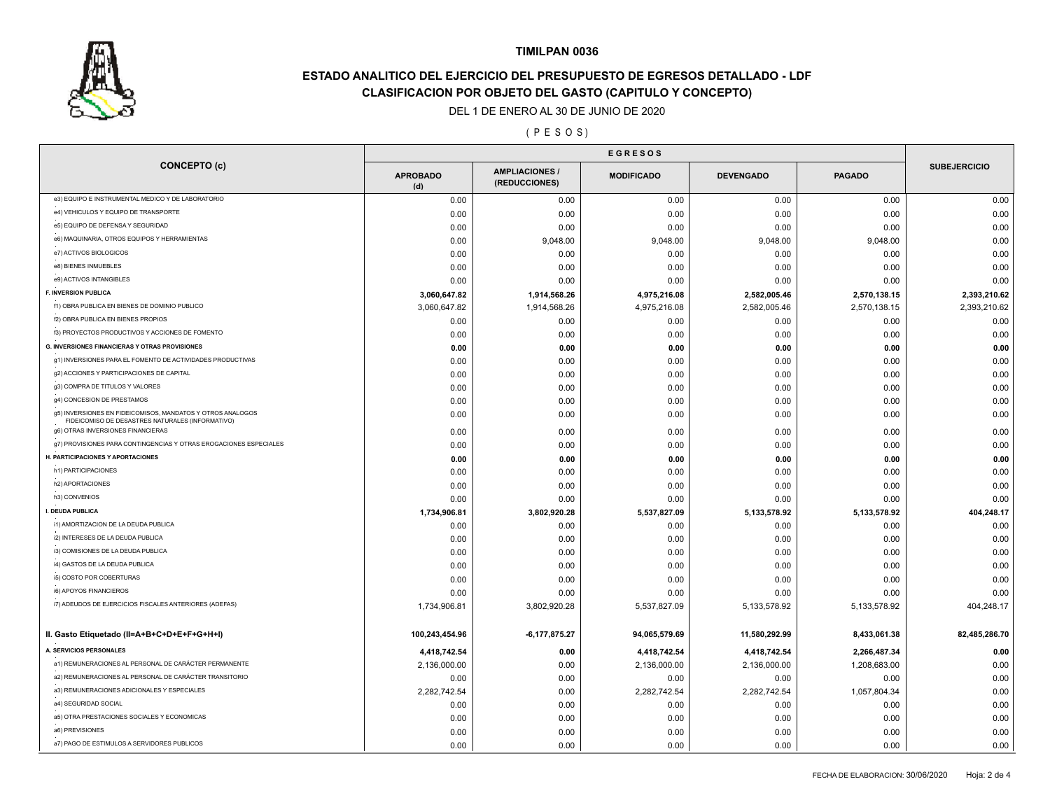**TIMILPAN 0036**

## ESTADO ANALITICO DEL EJERCICIO DEL PRESUPUESTO DE EGRESOS DETALLADO - LDF

### CLASIFICACION POR OBJETO DEL GASTO (CAPITULO Y CONCEPTO)

DEL 1 DE ENERO AL 30 DE JUNIO DE 2020

( P E S O S )

| CONCEPTO (c) | EGRESOS | | | | | SUBEJERCICIO |
|---|---|---|---|---|---|---|
| | APROBADO (d) | AMPLIACIONES / (REDUCCIONES) | MODIFICADO | DEVENGADO | PAGADO | |
| e3) EQUIPO E INSTRUMENTAL MEDICO Y DE LABORATORIO | 0.00 | 0.00 | 0.00 | 0.00 | 0.00 | 0.00 |
| e4) VEHICULOS Y EQUIPO DE TRANSPORTE | 0.00 | 0.00 | 0.00 | 0.00 | 0.00 | 0.00 |
| e5) EQUIPO DE DEFENSA Y SEGURIDAD | 0.00 | 0.00 | 0.00 | 0.00 | 0.00 | 0.00 |
| e6) MAQUINARIA, OTROS EQUIPOS Y HERRAMIENTAS | 0.00 | 9,048.00 | 9,048.00 | 9,048.00 | 9,048.00 | 0.00 |
| e7) ACTIVOS BIOLOGICOS | 0.00 | 0.00 | 0.00 | 0.00 | 0.00 | 0.00 |
| e8) BIENES INMUEBLES | 0.00 | 0.00 | 0.00 | 0.00 | 0.00 | 0.00 |
| e9) ACTIVOS INTANGIBLES | 0.00 | 0.00 | 0.00 | 0.00 | 0.00 | 0.00 |
| **F. INVERSION PUBLICA** | **3,060,647.82** | **1,914,568.26** | **4,975,216.08** | **2,582,005.46** | **2,570,138.15** | **2,393,210.62** |
| f1) OBRA PUBLICA EN BIENES DE DOMINIO PUBLICO | 3,060,647.82 | 1,914,568.26 | 4,975,216.08 | 2,582,005.46 | 2,570,138.15 | 2,393,210.62 |
| f2) OBRA PUBLICA EN BIENES PROPIOS | 0.00 | 0.00 | 0.00 | 0.00 | 0.00 | 0.00 |
| f3) PROYECTOS PRODUCTIVOS Y ACCIONES DE FOMENTO | 0.00 | 0.00 | 0.00 | 0.00 | 0.00 | 0.00 |
| **G. INVERSIONES FINANCIERAS Y OTRAS PROVISIONES** | **0.00** | **0.00** | **0.00** | **0.00** | **0.00** | **0.00** |
| g1) INVERSIONES PARA EL FOMENTO DE ACTIVIDADES PRODUCTIVAS | 0.00 | 0.00 | 0.00 | 0.00 | 0.00 | 0.00 |
| g2) ACCIONES Y PARTICIPACIONES DE CAPITAL | 0.00 | 0.00 | 0.00 | 0.00 | 0.00 | 0.00 |
| g3) COMPRA DE TITULOS Y VALORES | 0.00 | 0.00 | 0.00 | 0.00 | 0.00 | 0.00 |
| g4) CONCESION DE PRESTAMOS | 0.00 | 0.00 | 0.00 | 0.00 | 0.00 | 0.00 |
| g5) INVERSIONES EN FIDEICOMISOS, MANDATOS Y OTROS ANALOGOS FIDEICOMISO DE DESASTRES NATURALES (INFORMATIVO) | 0.00 | 0.00 | 0.00 | 0.00 | 0.00 | 0.00 |
| g6) OTRAS INVERSIONES FINANCIERAS | 0.00 | 0.00 | 0.00 | 0.00 | 0.00 | 0.00 |
| g7) PROVISIONES PARA CONTINGENCIAS Y OTRAS EROGACIONES ESPECIALES | 0.00 | 0.00 | 0.00 | 0.00 | 0.00 | 0.00 |
| **H. PARTICIPACIONES Y APORTACIONES** | **0.00** | **0.00** | **0.00** | **0.00** | **0.00** | **0.00** |
| h1) PARTICIPACIONES | 0.00 | 0.00 | 0.00 | 0.00 | 0.00 | 0.00 |
| h2) APORTACIONES | 0.00 | 0.00 | 0.00 | 0.00 | 0.00 | 0.00 |
| h3) CONVENIOS | 0.00 | 0.00 | 0.00 | 0.00 | 0.00 | 0.00 |
| **I. DEUDA PUBLICA** | **1,734,906.81** | **3,802,920.28** | **5,537,827.09** | **5,133,578.92** | **5,133,578.92** | **404,248.17** |
| i1) AMORTIZACION DE LA DEUDA PUBLICA | 0.00 | 0.00 | 0.00 | 0.00 | 0.00 | 0.00 |
| i2) INTERESES DE LA DEUDA PUBLICA | 0.00 | 0.00 | 0.00 | 0.00 | 0.00 | 0.00 |
| i3) COMISIONES DE LA DEUDA PUBLICA | 0.00 | 0.00 | 0.00 | 0.00 | 0.00 | 0.00 |
| i4) GASTOS DE LA DEUDA PUBLICA | 0.00 | 0.00 | 0.00 | 0.00 | 0.00 | 0.00 |
| i5) COSTO POR COBERTURAS | 0.00 | 0.00 | 0.00 | 0.00 | 0.00 | 0.00 |
| i6) APOYOS FINANCIEROS | 0.00 | 0.00 | 0.00 | 0.00 | 0.00 | 0.00 |
| i7) ADEUDOS DE EJERCICIOS FISCALES ANTERIORES (ADEFAS) | 1,734,906.81 | 3,802,920.28 | 5,537,827.09 | 5,133,578.92 | 5,133,578.92 | 404,248.17 |
| **II. Gasto Etiquetado (II=A+B+C+D+E+F+G+H+I)** | **100,243,454.96** | **-6,177,875.27** | **94,065,579.69** | **11,580,292.99** | **8,433,061.38** | **82,485,286.70** |
| **A. SERVICIOS PERSONALES** | **4,418,742.54** | **0.00** | **4,418,742.54** | **4,418,742.54** | **2,266,487.34** | **0.00** |
| a1) REMUNERACIONES AL PERSONAL DE CARÁCTER PERMANENTE | 2,136,000.00 | 0.00 | 2,136,000.00 | 2,136,000.00 | 1,208,683.00 | 0.00 |
| a2) REMUNERACIONES AL PERSONAL DE CARÁCTER TRANSITORIO | 0.00 | 0.00 | 0.00 | 0.00 | 0.00 | 0.00 |
| a3) REMUNERACIONES ADICIONALES Y ESPECIALES | 2,282,742.54 | 0.00 | 2,282,742.54 | 2,282,742.54 | 1,057,804.34 | 0.00 |
| a4) SEGURIDAD SOCIAL | 0.00 | 0.00 | 0.00 | 0.00 | 0.00 | 0.00 |
| a5) OTRA PRESTACIONES SOCIALES Y ECONOMICAS | 0.00 | 0.00 | 0.00 | 0.00 | 0.00 | 0.00 |
| a6) PREVISIONES | 0.00 | 0.00 | 0.00 | 0.00 | 0.00 | 0.00 |
| a7) PAGO DE ESTIMULOS A SERVIDORES PUBLICOS | 0.00 | 0.00 | 0.00 | 0.00 | 0.00 | 0.00 |

FECHA DE ELABORACION: 30/06/2020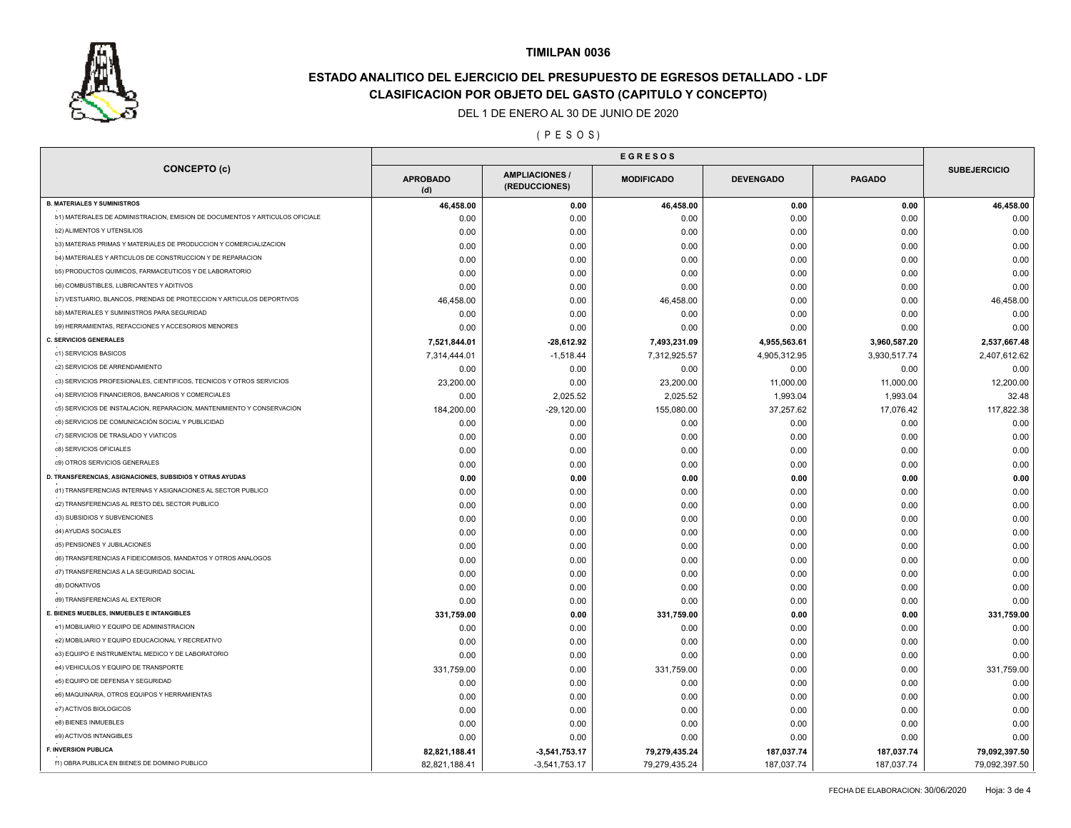# TIMILPAN 0036

## ESTADO ANALITICO DEL EJERCICIO DEL PRESUPUESTO DE EGRESOS DETALLADO - LDF
## CLASIFICACION POR OBJETO DEL GASTO (CAPITULO Y CONCEPTO)

DEL 1 DE ENERO AL 30 DE JUNIO DE 2020

( P E S O S )

| CONCEPTO (c) | EGRESOS | | | | | SUBEJERCICIO |
|---|---|---|---|---|---|---|
| | APROBADO (d) | AMPLIACIONES / (REDUCCIONES) | MODIFICADO | DEVENGADO | PAGADO | |
| **B. MATERIALES Y SUMINISTROS** | **46,458.00** | **0.00** | **46,458.00** | **0.00** | **0.00** | **46,458.00** |
| b1) MATERIALES DE ADMINISTRACION, EMISION DE DOCUMENTOS Y ARTICULOS OFICIALE | 0.00 | 0.00 | 0.00 | 0.00 | 0.00 | 0.00 |
| b2) ALIMENTOS Y UTENSILIOS | 0.00 | 0.00 | 0.00 | 0.00 | 0.00 | 0.00 |
| b3) MATERIAS PRIMAS Y MATERIALES DE PRODUCCION Y COMERCIALIZACION | 0.00 | 0.00 | 0.00 | 0.00 | 0.00 | 0.00 |
| b4) MATERIALES Y ARTICULOS DE CONSTRUCCION Y DE REPARACION | 0.00 | 0.00 | 0.00 | 0.00 | 0.00 | 0.00 |
| b5) PRODUCTOS QUIMICOS, FARMACEUTICOS Y DE LABORATORIO | 0.00 | 0.00 | 0.00 | 0.00 | 0.00 | 0.00 |
| b6) COMBUSTIBLES, LUBRICANTES Y ADITIVOS | 0.00 | 0.00 | 0.00 | 0.00 | 0.00 | 0.00 |
| b7) VESTUARIO, BLANCOS, PRENDAS DE PROTECCION Y ARTICULOS DEPORTIVOS | 46,458.00 | 0.00 | 46,458.00 | 0.00 | 0.00 | 46,458.00 |
| b8) MATERIALES Y SUMINISTROS PARA SEGURIDAD | 0.00 | 0.00 | 0.00 | 0.00 | 0.00 | 0.00 |
| b9) HERRAMIENTAS, REFACCIONES Y ACCESORIOS MENORES | 0.00 | 0.00 | 0.00 | 0.00 | 0.00 | 0.00 |
| **C. SERVICIOS GENERALES** | **7,521,844.01** | **-28,612.92** | **7,493,231.09** | **4,955,563.61** | **3,960,587.20** | **2,537,667.48** |
| c1) SERVICIOS BASICOS | 7,314,444.01 | -1,518.44 | 7,312,925.57 | 4,905,312.95 | 3,930,517.74 | 2,407,612.62 |
| c2) SERVICIOS DE ARRENDAMIENTO | 0.00 | 0.00 | 0.00 | 0.00 | 0.00 | 0.00 |
| c3) SERVICIOS PROFESIONALES, CIENTIFICOS, TECNICOS Y OTROS SERVICIOS | 23,200.00 | 0.00 | 23,200.00 | 11,000.00 | 11,000.00 | 12,200.00 |
| c4) SERVICIOS FINANCIEROS, BANCARIOS Y COMERCIALES | 0.00 | 2,025.52 | 2,025.52 | 1,993.04 | 1,993.04 | 32.48 |
| c5) SERVICIOS DE INSTALACION, REPARACION, MANTENIMIENTO Y CONSERVACION | 184,200.00 | -29,120.00 | 155,080.00 | 37,257.62 | 17,076.42 | 117,822.38 |
| c6) SERVICIOS DE COMUNICACIÓN SOCIAL Y PUBLICIDAD | 0.00 | 0.00 | 0.00 | 0.00 | 0.00 | 0.00 |
| c7) SERVICIOS DE TRASLADO Y VIATICOS | 0.00 | 0.00 | 0.00 | 0.00 | 0.00 | 0.00 |
| c8) SERVICIOS OFICIALES | 0.00 | 0.00 | 0.00 | 0.00 | 0.00 | 0.00 |
| c9) OTROS SERVICIOS GENERALES | 0.00 | 0.00 | 0.00 | 0.00 | 0.00 | 0.00 |
| **D. TRANSFERENCIAS, ASIGNACIONES, SUBSIDIOS Y OTRAS AYUDAS** | **0.00** | **0.00** | **0.00** | **0.00** | **0.00** | **0.00** |
| d1) TRANSFERENCIAS INTERNAS Y ASIGNACIONES AL SECTOR PUBLICO | 0.00 | 0.00 | 0.00 | 0.00 | 0.00 | 0.00 |
| d2) TRANSFERENCIAS AL RESTO DEL SECTOR PUBLICO | 0.00 | 0.00 | 0.00 | 0.00 | 0.00 | 0.00 |
| d3) SUBSIDIOS Y SUBVENCIONES | 0.00 | 0.00 | 0.00 | 0.00 | 0.00 | 0.00 |
| d4) AYUDAS SOCIALES | 0.00 | 0.00 | 0.00 | 0.00 | 0.00 | 0.00 |
| d5) PENSIONES Y JUBILACIONES | 0.00 | 0.00 | 0.00 | 0.00 | 0.00 | 0.00 |
| d6) TRANSFERENCIAS A FIDEICOMISOS, MANDATOS Y OTROS ANALOGOS | 0.00 | 0.00 | 0.00 | 0.00 | 0.00 | 0.00 |
| d7) TRANSFERENCIAS A LA SEGURIDAD SOCIAL | 0.00 | 0.00 | 0.00 | 0.00 | 0.00 | 0.00 |
| d8) DONATIVOS | 0.00 | 0.00 | 0.00 | 0.00 | 0.00 | 0.00 |
| d9) TRANSFERENCIAS AL EXTERIOR | 0.00 | 0.00 | 0.00 | 0.00 | 0.00 | 0.00 |
| **E. BIENES MUEBLES, INMUEBLES E INTANGIBLES** | **331,759.00** | **0.00** | **331,759.00** | **0.00** | **0.00** | **331,759.00** |
| e1) MOBILIARIO Y EQUIPO DE ADMINISTRACION | 0.00 | 0.00 | 0.00 | 0.00 | 0.00 | 0.00 |
| e2) MOBILIARIO Y EQUIPO EDUCACIONAL Y RECREATIVO | 0.00 | 0.00 | 0.00 | 0.00 | 0.00 | 0.00 |
| e3) EQUIPO E INSTRUMENTAL MEDICO Y DE LABORATORIO | 0.00 | 0.00 | 0.00 | 0.00 | 0.00 | 0.00 |
| e4) VEHICULOS Y EQUIPO DE TRANSPORTE | 331,759.00 | 0.00 | 331,759.00 | 0.00 | 0.00 | 331,759.00 |
| e5) EQUIPO DE DEFENSA Y SEGURIDAD | 0.00 | 0.00 | 0.00 | 0.00 | 0.00 | 0.00 |
| e6) MAQUINARIA, OTROS EQUIPOS Y HERRAMIENTAS | 0.00 | 0.00 | 0.00 | 0.00 | 0.00 | 0.00 |
| e7) ACTIVOS BIOLOGICOS | 0.00 | 0.00 | 0.00 | 0.00 | 0.00 | 0.00 |
| e8) BIENES INMUEBLES | 0.00 | 0.00 | 0.00 | 0.00 | 0.00 | 0.00 |
| e9) ACTIVOS INTANGIBLES | 0.00 | 0.00 | 0.00 | 0.00 | 0.00 | 0.00 |
| **F. INVERSION PUBLICA** | **82,821,188.41** | **-3,541,753.17** | **79,279,435.24** | **187,037.74** | **187,037.74** | **79,092,397.50** |
| f1) OBRA PUBLICA EN BIENES DE DOMINIO PUBLICO | 82,821,188.41 | -3,541,753.17 | 79,279,435.24 | 187,037.74 | 187,037.74 | 79,092,397.50 |

FECHA DE ELABORACION: 30/06/2020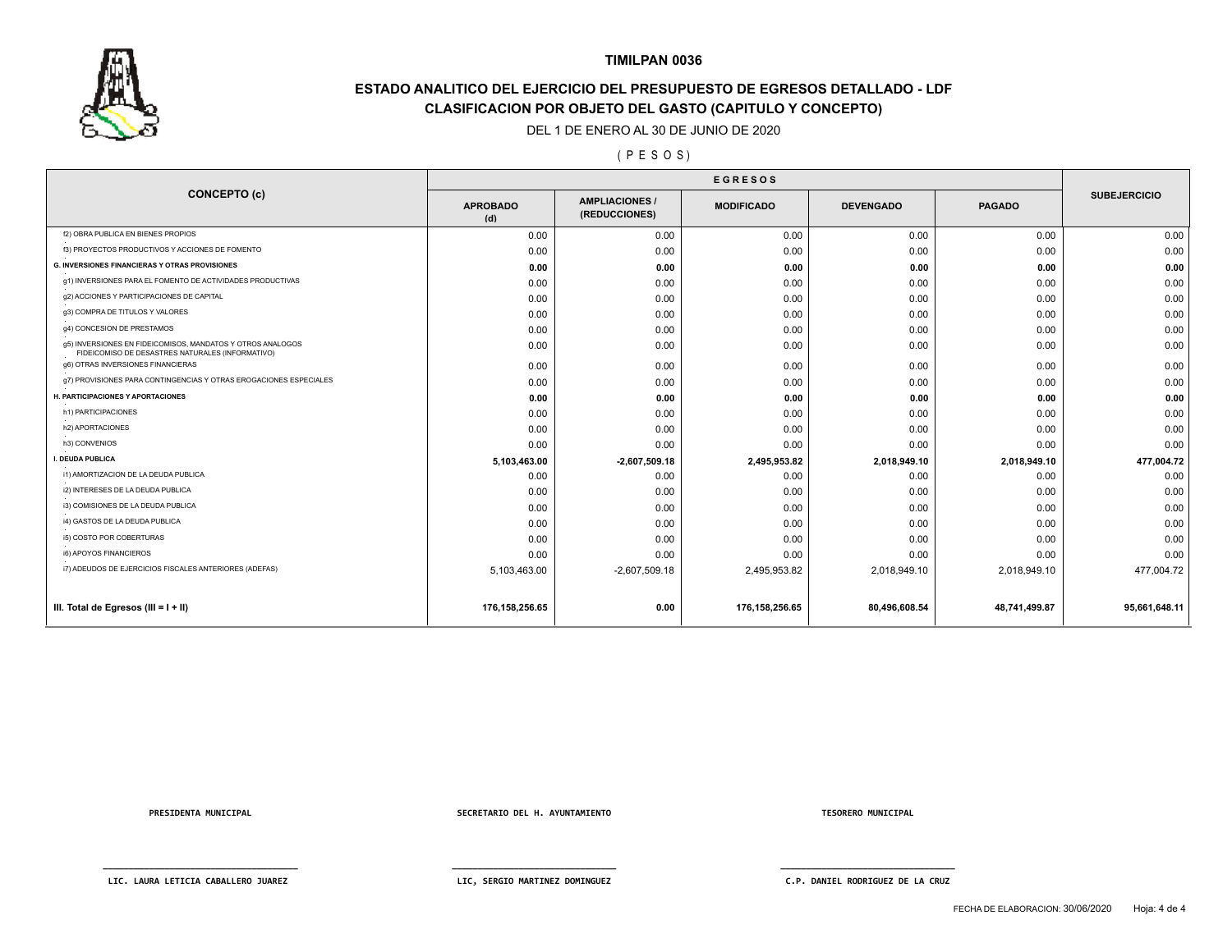# TIMILPAN 0036

## ESTADO ANALITICO DEL EJERCICIO DEL PRESUPUESTO DE EGRESOS DETALLADO - LDF
## CLASIFICACION POR OBJETO DEL GASTO (CAPITULO Y CONCEPTO)

DEL 1 DE ENERO AL 30 DE JUNIO DE 2020

( P E S O S )

| CONCEPTO (c) | EGRESOS | | | | | SUBEJERCICIO |
|---|---|---|---|---|---|---|
| | APROBADO (d) | AMPLIACIONES / (REDUCCIONES) | MODIFICADO | DEVENGADO | PAGADO | |
| f2) OBRA PUBLICA EN BIENES PROPIOS | 0.00 | 0.00 | 0.00 | 0.00 | 0.00 | 0.00 |
| f3) PROYECTOS PRODUCTIVOS Y ACCIONES DE FOMENTO | 0.00 | 0.00 | 0.00 | 0.00 | 0.00 | 0.00 |
| **G. INVERSIONES FINANCIERAS Y OTRAS PROVISIONES** | **0.00** | **0.00** | **0.00** | **0.00** | **0.00** | **0.00** |
| g1) INVERSIONES PARA EL FOMENTO DE ACTIVIDADES PRODUCTIVAS | 0.00 | 0.00 | 0.00 | 0.00 | 0.00 | 0.00 |
| g2) ACCIONES Y PARTICIPACIONES DE CAPITAL | 0.00 | 0.00 | 0.00 | 0.00 | 0.00 | 0.00 |
| g3) COMPRA DE TITULOS Y VALORES | 0.00 | 0.00 | 0.00 | 0.00 | 0.00 | 0.00 |
| g4) CONCESION DE PRESTAMOS | 0.00 | 0.00 | 0.00 | 0.00 | 0.00 | 0.00 |
| g5) INVERSIONES EN FIDEICOMISOS, MANDATOS Y OTROS ANALOGOS FIDEICOMISO DE DESASTRES NATURALES (INFORMATIVO) | 0.00 | 0.00 | 0.00 | 0.00 | 0.00 | 0.00 |
| g6) OTRAS INVERSIONES FINANCIERAS | 0.00 | 0.00 | 0.00 | 0.00 | 0.00 | 0.00 |
| g7) PROVISIONES PARA CONTINGENCIAS Y OTRAS EROGACIONES ESPECIALES | 0.00 | 0.00 | 0.00 | 0.00 | 0.00 | 0.00 |
| **H. PARTICIPACIONES Y APORTACIONES** | **0.00** | **0.00** | **0.00** | **0.00** | **0.00** | **0.00** |
| h1) PARTICIPACIONES | 0.00 | 0.00 | 0.00 | 0.00 | 0.00 | 0.00 |
| h2) APORTACIONES | 0.00 | 0.00 | 0.00 | 0.00 | 0.00 | 0.00 |
| h3) CONVENIOS | 0.00 | 0.00 | 0.00 | 0.00 | 0.00 | 0.00 |
| **I. DEUDA PUBLICA** | **5,103,463.00** | **-2,607,509.18** | **2,495,953.82** | **2,018,949.10** | **2,018,949.10** | **477,004.72** |
| i1) AMORTIZACION DE LA DEUDA PUBLICA | 0.00 | 0.00 | 0.00 | 0.00 | 0.00 | 0.00 |
| i2) INTERESES DE LA DEUDA PUBLICA | 0.00 | 0.00 | 0.00 | 0.00 | 0.00 | 0.00 |
| i3) COMISIONES DE LA DEUDA PUBLICA | 0.00 | 0.00 | 0.00 | 0.00 | 0.00 | 0.00 |
| i4) GASTOS DE LA DEUDA PUBLICA | 0.00 | 0.00 | 0.00 | 0.00 | 0.00 | 0.00 |
| i5) COSTO POR COBERTURAS | 0.00 | 0.00 | 0.00 | 0.00 | 0.00 | 0.00 |
| i6) APOYOS FINANCIEROS | 0.00 | 0.00 | 0.00 | 0.00 | 0.00 | 0.00 |
| i7) ADEUDOS DE EJERCICIOS FISCALES ANTERIORES (ADEFAS) | 5,103,463.00 | -2,607,509.18 | 2,495,953.82 | 2,018,949.10 | 2,018,949.10 | 477,004.72 |
| **III. Total de Egresos (III = I + II)** | **176,158,256.65** | **0.00** | **176,158,256.65** | **80,496,608.54** | **48,741,499.87** | **95,661,648.11** |

| PRESIDENTA MUNICIPAL | SECRETARIO DEL H. AYUNTAMIENTO | TESORERO MUNICIPAL |
|---|---|---|
| LIC. LAURA LETICIA CABALLERO JUAREZ | LIC, SERGIO MARTINEZ DOMINGUEZ | C.P. DANIEL RODRIGUEZ DE LA CRUZ |

FECHA DE ELABORACION: 30/06/2020